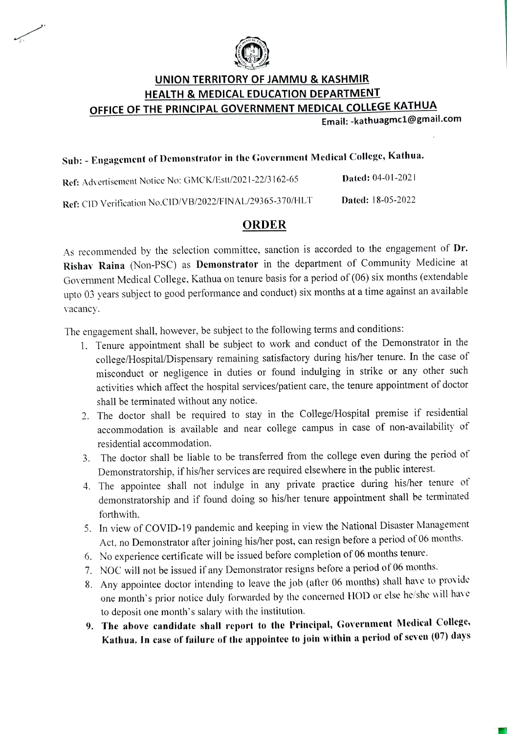## UNION TERRITORY OF JAMMU & KASHMIR
## HEALTH & MEDICAL EDUCATION DEPARTMENT
## OFFICE OF THE PRINCIPAL GOVERNMENT MEDICAL COLLEGE KATHUA

**Email: -kathuagmc1@gmail.com**

**Sub: - Engagement of Demonstrator in the Government Medical College, Kathua.**

**Ref:** Advertisement Notice No: GMCK/Estt/2021-22/3162-65 **Dated:** 04-01-2021

**Ref:** CID Verification No.CID/VB/2022/FINAL/29365-370/HLT **Dated:** 18-05-2022

## ORDER

As recommended by the selection committee, sanction is accorded to the engagement of **Dr. Rishav Raina** (Non-PSC) as **Demonstrator** in the department of Community Medicine at Government Medical College, Kathua on tenure basis for a period of (06) six months (extendable upto 03 years subject to good performance and conduct) six months at a time against an available vacancy.

The engagement shall, however, be subject to the following terms and conditions:

1. Tenure appointment shall be subject to work and conduct of the Demonstrator in the college/Hospital/Dispensary remaining satisfactory during his/her tenure. In the case of misconduct or negligence in duties or found indulging in strike or any other such activities which affect the hospital services/patient care, the tenure appointment of doctor shall be terminated without any notice.
2. The doctor shall be required to stay in the College/Hospital premise if residential accommodation is available and near college campus in case of non-availability of residential accommodation.
3. The doctor shall be liable to be transferred from the college even during the period of Demonstratorship, if his/her services are required elsewhere in the public interest.
4. The appointee shall not indulge in any private practice during his/her tenure of demonstratorship and if found doing so his/her tenure appointment shall be terminated forthwith.
5. In view of COVID-19 pandemic and keeping in view the National Disaster Management Act, no Demonstrator after joining his/her post, can resign before a period of 06 months.
6. No experience certificate will be issued before completion of 06 months tenure.
7. NOC will not be issued if any Demonstrator resigns before a period of 06 months.
8. Any appointee doctor intending to leave the job (after 06 months) shall have to provide one month's prior notice duly forwarded by the concerned HOD or else he/she will have to deposit one month's salary with the institution.
9. **The above candidate shall report to the Principal, Government Medical College, Kathua. In case of failure of the appointee to join within a period of seven (07) days**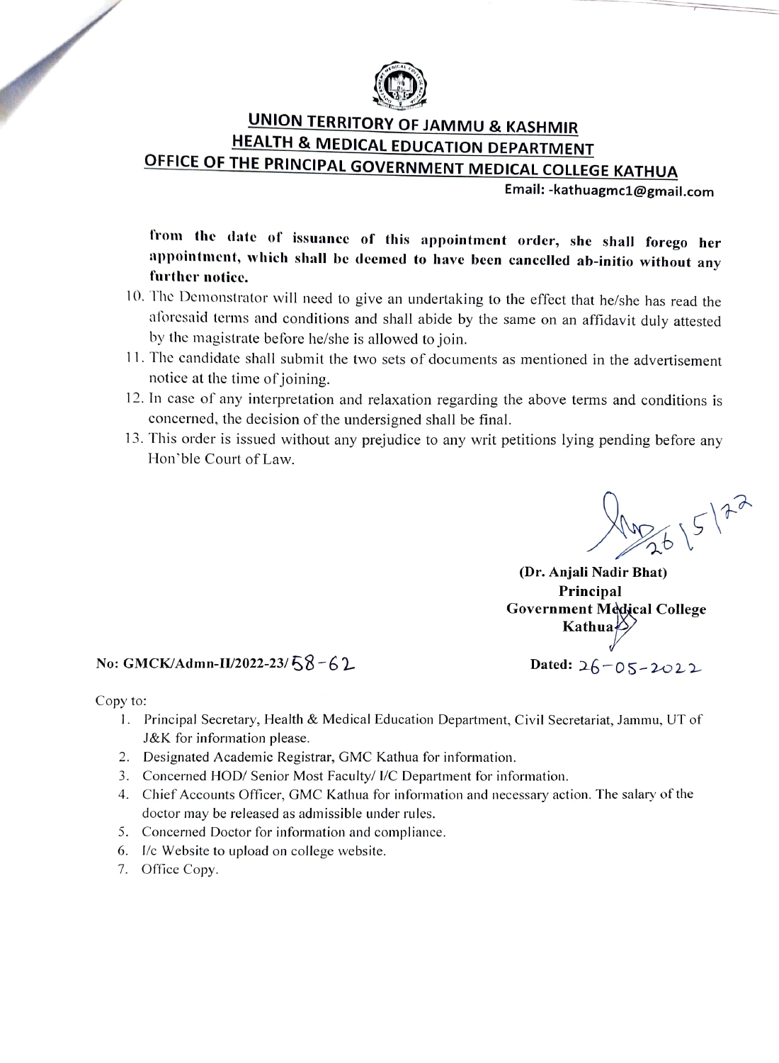# UNION TERRITORY OF JAMMU & KASHMIR
## HEALTH & MEDICAL EDUCATION DEPARTMENT
## OFFICE OF THE PRINCIPAL GOVERNMENT MEDICAL COLLEGE KATHUA

Email: -kathuagmc1@gmail.com

**from the date of issuance of this appointment order, she shall forego her appointment, which shall be deemed to have been cancelled ab-initio without any further notice.**

10. The Demonstrator will need to give an undertaking to the effect that he/she has read the aforesaid terms and conditions and shall abide by the same on an affidavit duly attested by the magistrate before he/she is allowed to join.
11. The candidate shall submit the two sets of documents as mentioned in the advertisement notice at the time of joining.
12. In case of any interpretation and relaxation regarding the above terms and conditions is concerned, the decision of the undersigned shall be final.
13. This order is issued without any prejudice to any writ petitions lying pending before any Hon'ble Court of Law.

26/5/22

**(Dr. Anjali Nadir Bhat)**
**Principal**
**Government Medical College**
**Kathua**

**No: GMCK/Admn-II/2022-23/** 58-62 **Dated:** 26-05-2022

Copy to:

1. Principal Secretary, Health & Medical Education Department, Civil Secretariat, Jammu, UT of J&K for information please.
2. Designated Academic Registrar, GMC Kathua for information.
3. Concerned HOD/ Senior Most Faculty/ I/C Department for information.
4. Chief Accounts Officer, GMC Kathua for information and necessary action. The salary of the doctor may be released as admissible under rules.
5. Concerned Doctor for information and compliance.
6. I/c Website to upload on college website.
7. Office Copy.